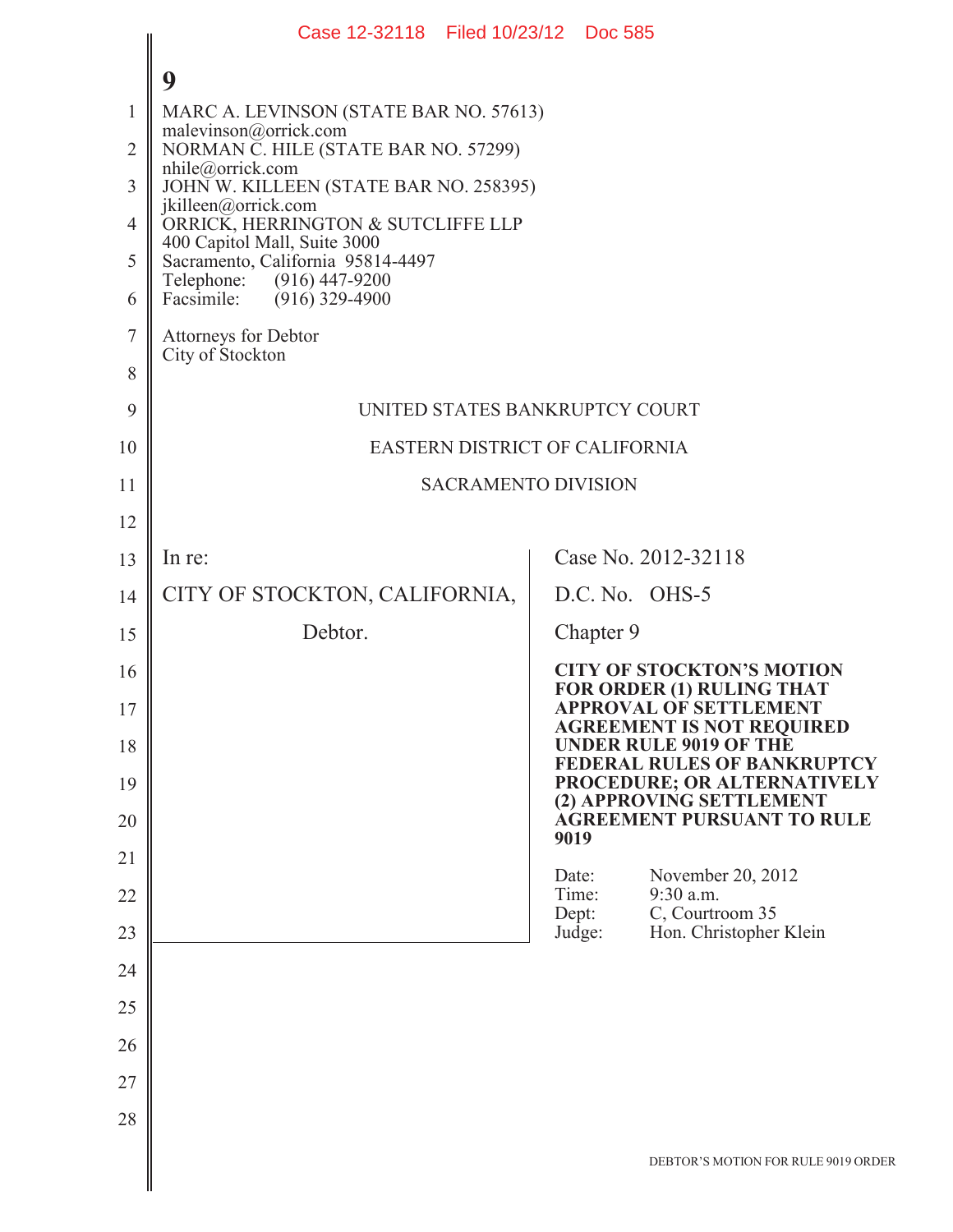9

MARC A. LEVINSON (STATE BAR NO. 57613)
malevinson@orrick.com
NORMAN C. HILE (STATE BAR NO. 57299)
nhile@orrick.com
JOHN W. KILLEEN (STATE BAR NO. 258395)
jkilleen@orrick.com
ORRICK, HERRINGTON & SUTCLIFFE LLP
400 Capitol Mall, Suite 3000
Sacramento, California 95814-4497
Telephone: (916) 447-9200
Facsimile: (916) 329-4900

Attorneys for Debtor
City of Stockton

UNITED STATES BANKRUPTCY COURT

EASTERN DISTRICT OF CALIFORNIA

SACRAMENTO DIVISION

| | |
|---|---|
| In re:<br><br>CITY OF STOCKTON, CALIFORNIA,<br><br>Debtor. | Case No. 2012-32118<br><br>D.C. No. OHS-5<br><br>Chapter 9<br><br>**CITY OF STOCKTON'S MOTION FOR ORDER (1) RULING THAT APPROVAL OF SETTLEMENT AGREEMENT IS NOT REQUIRED UNDER RULE 9019 OF THE FEDERAL RULES OF BANKRUPTCY PROCEDURE; OR ALTERNATIVELY (2) APPROVING SETTLEMENT AGREEMENT PURSUANT TO RULE 9019**<br><br>Date: November 20, 2012<br>Time: 9:30 a.m.<br>Dept: C, Courtroom 35<br>Judge: Hon. Christopher Klein |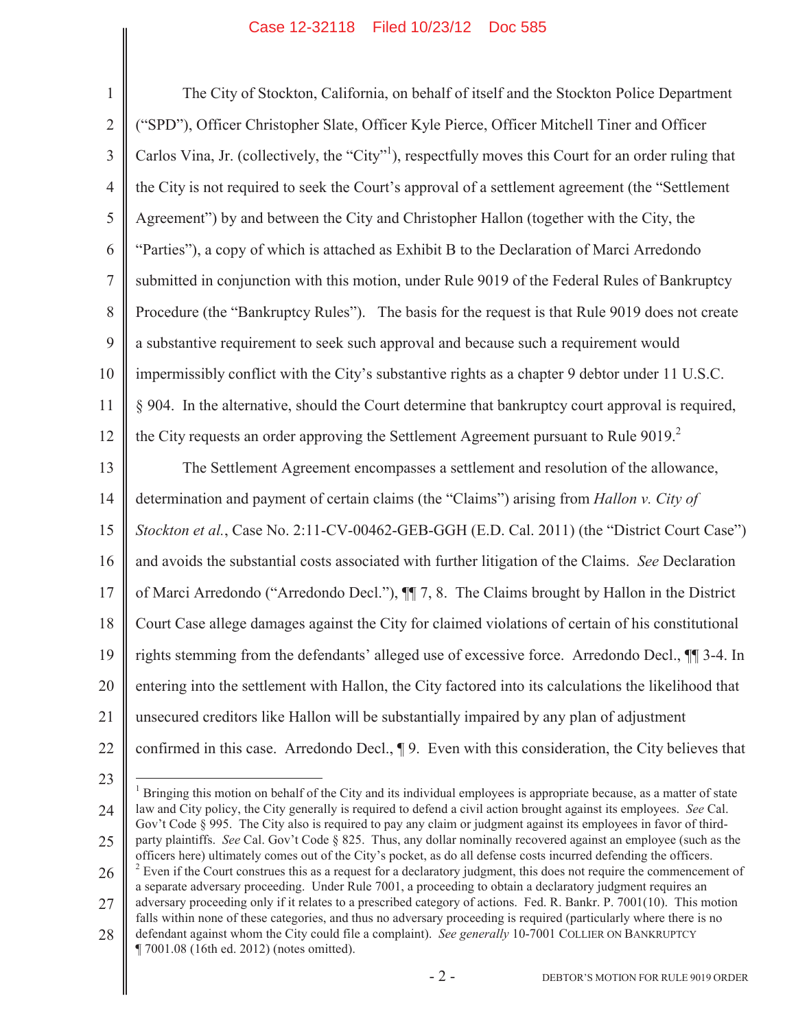The City of Stockton, California, on behalf of itself and the Stockton Police Department ("SPD"), Officer Christopher Slate, Officer Kyle Pierce, Officer Mitchell Tiner and Officer Carlos Vina, Jr. (collectively, the "City"[1]), respectfully moves this Court for an order ruling that the City is not required to seek the Court's approval of a settlement agreement (the "Settlement Agreement") by and between the City and Christopher Hallon (together with the City, the "Parties"), a copy of which is attached as Exhibit B to the Declaration of Marci Arredondo submitted in conjunction with this motion, under Rule 9019 of the Federal Rules of Bankruptcy Procedure (the "Bankruptcy Rules"). The basis for the request is that Rule 9019 does not create a substantive requirement to seek such approval and because such a requirement would impermissibly conflict with the City's substantive rights as a chapter 9 debtor under 11 U.S.C. § 904. In the alternative, should the Court determine that bankruptcy court approval is required, the City requests an order approving the Settlement Agreement pursuant to Rule 9019.[2]

The Settlement Agreement encompasses a settlement and resolution of the allowance, determination and payment of certain claims (the "Claims") arising from *Hallon v. City of Stockton et al.*, Case No. 2:11-CV-00462-GEB-GGH (E.D. Cal. 2011) (the "District Court Case") and avoids the substantial costs associated with further litigation of the Claims. *See* Declaration of Marci Arredondo ("Arredondo Decl."), ¶¶ 7, 8. The Claims brought by Hallon in the District Court Case allege damages against the City for claimed violations of certain of his constitutional rights stemming from the defendants' alleged use of excessive force. Arredondo Decl., ¶¶ 3-4. In entering into the settlement with Hallon, the City factored into its calculations the likelihood that unsecured creditors like Hallon will be substantially impaired by any plan of adjustment confirmed in this case. Arredondo Decl., ¶ 9. Even with this consideration, the City believes that

---

[1] Bringing this motion on behalf of the City and its individual employees is appropriate because, as a matter of state law and City policy, the City generally is required to defend a civil action brought against its employees. *See* Cal. Gov't Code § 995. The City also is required to pay any claim or judgment against its employees in favor of third-party plaintiffs. *See* Cal. Gov't Code § 825. Thus, any dollar nominally recovered against an employee (such as the officers here) ultimately comes out of the City's pocket, as do all defense costs incurred defending the officers.

[2] Even if the Court construes this as a request for a declaratory judgment, this does not require the commencement of a separate adversary proceeding. Under Rule 7001, a proceeding to obtain a declaratory judgment requires an adversary proceeding only if it relates to a prescribed category of actions. Fed. R. Bankr. P. 7001(10). This motion falls within none of these categories, and thus no adversary proceeding is required (particularly where there is no defendant against whom the City could file a complaint). *See generally* 10-7001 COLLIER ON BANKRUPTCY ¶ 7001.08 (16th ed. 2012) (notes omitted).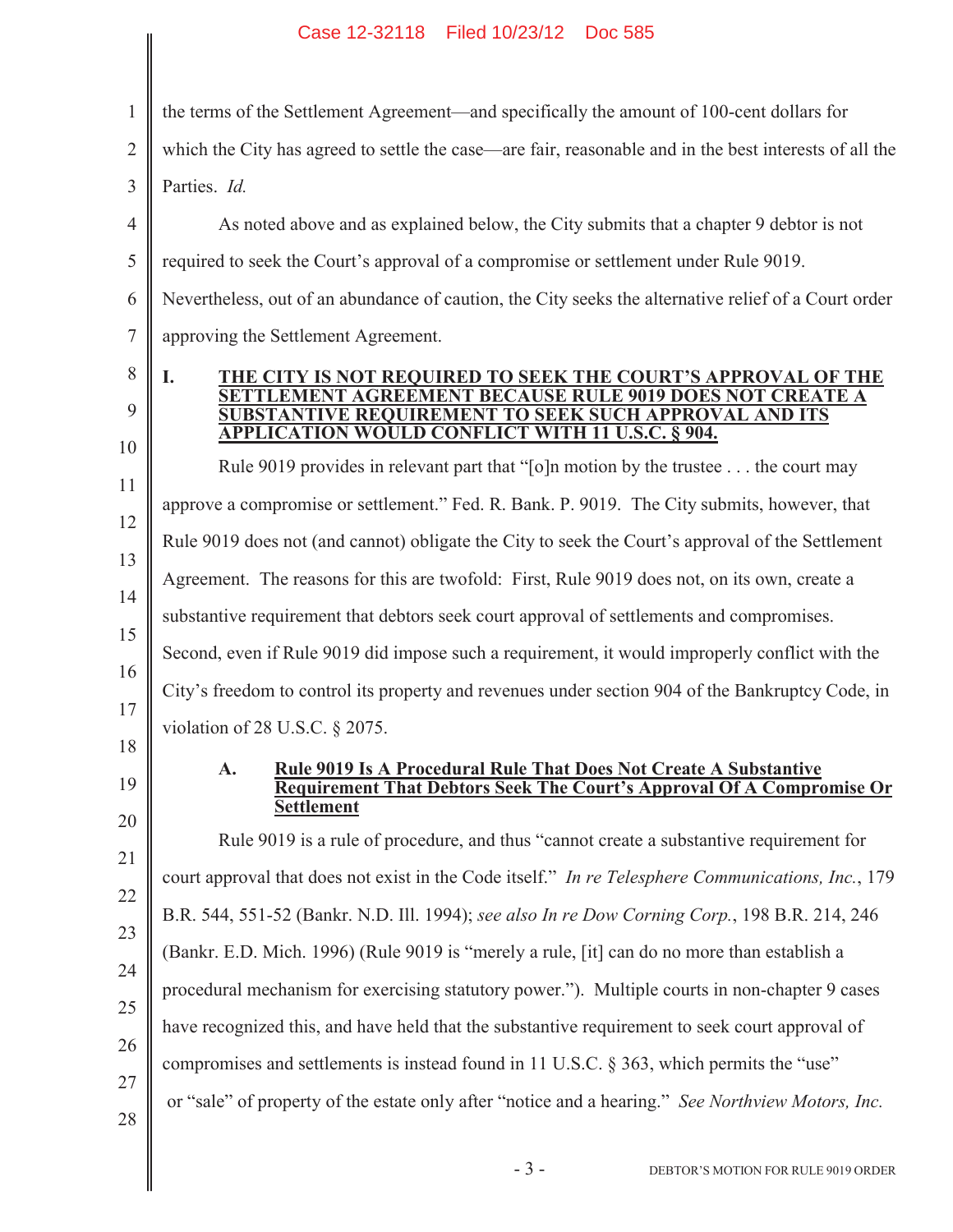the terms of the Settlement Agreement—and specifically the amount of 100-cent dollars for which the City has agreed to settle the case—are fair, reasonable and in the best interests of all the Parties. *Id.*

As noted above and as explained below, the City submits that a chapter 9 debtor is not required to seek the Court's approval of a compromise or settlement under Rule 9019. Nevertheless, out of an abundance of caution, the City seeks the alternative relief of a Court order approving the Settlement Agreement.

## I. THE CITY IS NOT REQUIRED TO SEEK THE COURT'S APPROVAL OF THE SETTLEMENT AGREEMENT BECAUSE RULE 9019 DOES NOT CREATE A SUBSTANTIVE REQUIREMENT TO SEEK SUCH APPROVAL AND ITS APPLICATION WOULD CONFLICT WITH 11 U.S.C. § 904.

Rule 9019 provides in relevant part that "[o]n motion by the trustee . . . the court may approve a compromise or settlement." Fed. R. Bank. P. 9019. The City submits, however, that Rule 9019 does not (and cannot) obligate the City to seek the Court's approval of the Settlement Agreement. The reasons for this are twofold: First, Rule 9019 does not, on its own, create a substantive requirement that debtors seek court approval of settlements and compromises. Second, even if Rule 9019 did impose such a requirement, it would improperly conflict with the City's freedom to control its property and revenues under section 904 of the Bankruptcy Code, in violation of 28 U.S.C. § 2075.

### A. Rule 9019 Is A Procedural Rule That Does Not Create A Substantive Requirement That Debtors Seek The Court's Approval Of A Compromise Or Settlement

Rule 9019 is a rule of procedure, and thus "cannot create a substantive requirement for court approval that does not exist in the Code itself." *In re Telesphere Communications, Inc.*, 179 B.R. 544, 551-52 (Bankr. N.D. Ill. 1994); *see also In re Dow Corning Corp.*, 198 B.R. 214, 246 (Bankr. E.D. Mich. 1996) (Rule 9019 is "merely a rule, [it] can do no more than establish a procedural mechanism for exercising statutory power."). Multiple courts in non-chapter 9 cases have recognized this, and have held that the substantive requirement to seek court approval of compromises and settlements is instead found in 11 U.S.C. § 363, which permits the "use" or "sale" of property of the estate only after "notice and a hearing." *See Northview Motors, Inc.*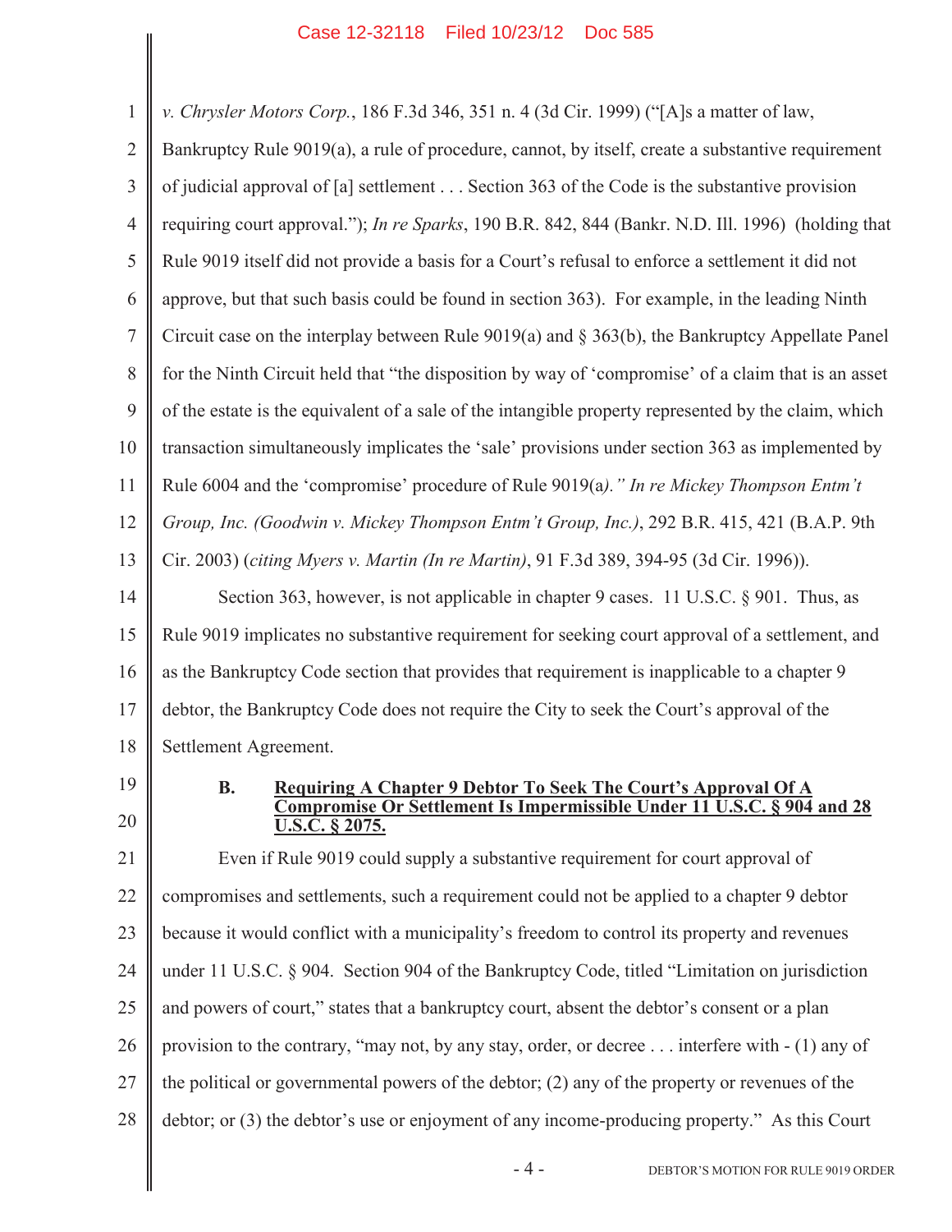*v. Chrysler Motors Corp.*, 186 F.3d 346, 351 n. 4 (3d Cir. 1999) ("[A]s a matter of law, Bankruptcy Rule 9019(a), a rule of procedure, cannot, by itself, create a substantive requirement of judicial approval of [a] settlement . . . Section 363 of the Code is the substantive provision requiring court approval."); *In re Sparks*, 190 B.R. 842, 844 (Bankr. N.D. Ill. 1996) (holding that Rule 9019 itself did not provide a basis for a Court's refusal to enforce a settlement it did not approve, but that such basis could be found in section 363). For example, in the leading Ninth Circuit case on the interplay between Rule 9019(a) and § 363(b), the Bankruptcy Appellate Panel for the Ninth Circuit held that "the disposition by way of 'compromise' of a claim that is an asset of the estate is the equivalent of a sale of the intangible property represented by the claim, which transaction simultaneously implicates the 'sale' provisions under section 363 as implemented by Rule 6004 and the 'compromise' procedure of Rule 9019(a)." *In re Mickey Thompson Entm't Group, Inc. (Goodwin v. Mickey Thompson Entm't Group, Inc.)*, 292 B.R. 415, 421 (B.A.P. 9th Cir. 2003) (*citing Myers v. Martin (In re Martin)*, 91 F.3d 389, 394-95 (3d Cir. 1996)).

Section 363, however, is not applicable in chapter 9 cases. 11 U.S.C. § 901. Thus, as Rule 9019 implicates no substantive requirement for seeking court approval of a settlement, and as the Bankruptcy Code section that provides that requirement is inapplicable to a chapter 9 debtor, the Bankruptcy Code does not require the City to seek the Court's approval of the Settlement Agreement.

### B. <u>Requiring A Chapter 9 Debtor To Seek The Court's Approval Of A Compromise Or Settlement Is Impermissible Under 11 U.S.C. § 904 and 28 U.S.C. § 2075.</u>

Even if Rule 9019 could supply a substantive requirement for court approval of compromises and settlements, such a requirement could not be applied to a chapter 9 debtor because it would conflict with a municipality's freedom to control its property and revenues under 11 U.S.C. § 904. Section 904 of the Bankruptcy Code, titled "Limitation on jurisdiction and powers of court," states that a bankruptcy court, absent the debtor's consent or a plan provision to the contrary, "may not, by any stay, order, or decree . . . interfere with - (1) any of the political or governmental powers of the debtor; (2) any of the property or revenues of the debtor; or (3) the debtor's use or enjoyment of any income-producing property." As this Court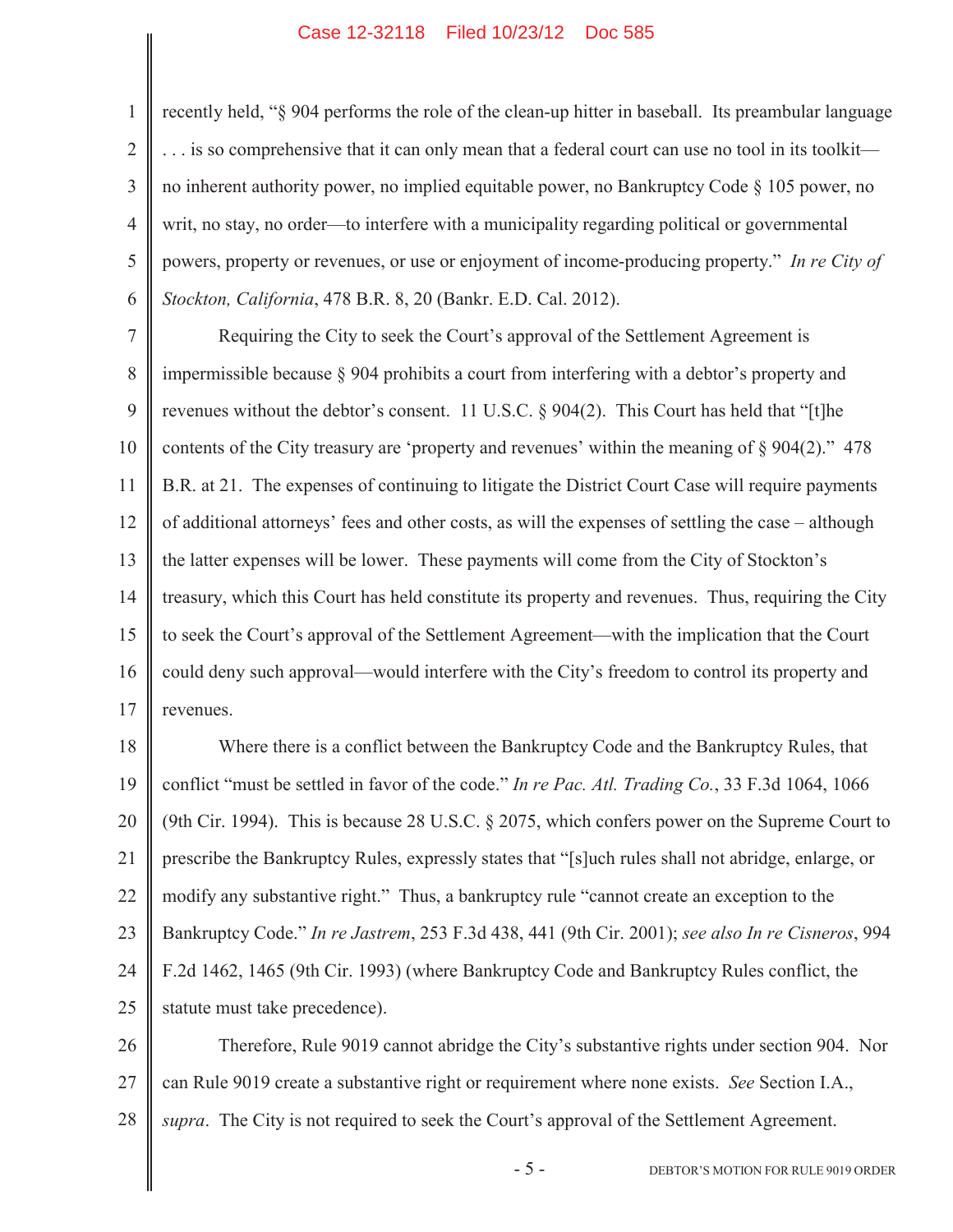recently held, "§ 904 performs the role of the clean-up hitter in baseball. Its preambular language . . . is so comprehensive that it can only mean that a federal court can use no tool in its toolkit—no inherent authority power, no implied equitable power, no Bankruptcy Code § 105 power, no writ, no stay, no order—to interfere with a municipality regarding political or governmental powers, property or revenues, or use or enjoyment of income-producing property." *In re City of Stockton, California*, 478 B.R. 8, 20 (Bankr. E.D. Cal. 2012).

Requiring the City to seek the Court's approval of the Settlement Agreement is impermissible because § 904 prohibits a court from interfering with a debtor's property and revenues without the debtor's consent. 11 U.S.C. § 904(2). This Court has held that "[t]he contents of the City treasury are 'property and revenues' within the meaning of § 904(2)." 478 B.R. at 21. The expenses of continuing to litigate the District Court Case will require payments of additional attorneys' fees and other costs, as will the expenses of settling the case – although the latter expenses will be lower. These payments will come from the City of Stockton's treasury, which this Court has held constitute its property and revenues. Thus, requiring the City to seek the Court's approval of the Settlement Agreement—with the implication that the Court could deny such approval—would interfere with the City's freedom to control its property and revenues.

Where there is a conflict between the Bankruptcy Code and the Bankruptcy Rules, that conflict "must be settled in favor of the code." *In re Pac. Atl. Trading Co.*, 33 F.3d 1064, 1066 (9th Cir. 1994). This is because 28 U.S.C. § 2075, which confers power on the Supreme Court to prescribe the Bankruptcy Rules, expressly states that "[s]uch rules shall not abridge, enlarge, or modify any substantive right." Thus, a bankruptcy rule "cannot create an exception to the Bankruptcy Code." *In re Jastrem*, 253 F.3d 438, 441 (9th Cir. 2001); *see also In re Cisneros*, 994 F.2d 1462, 1465 (9th Cir. 1993) (where Bankruptcy Code and Bankruptcy Rules conflict, the statute must take precedence).

Therefore, Rule 9019 cannot abridge the City's substantive rights under section 904. Nor can Rule 9019 create a substantive right or requirement where none exists. *See* Section I.A., *supra*. The City is not required to seek the Court's approval of the Settlement Agreement.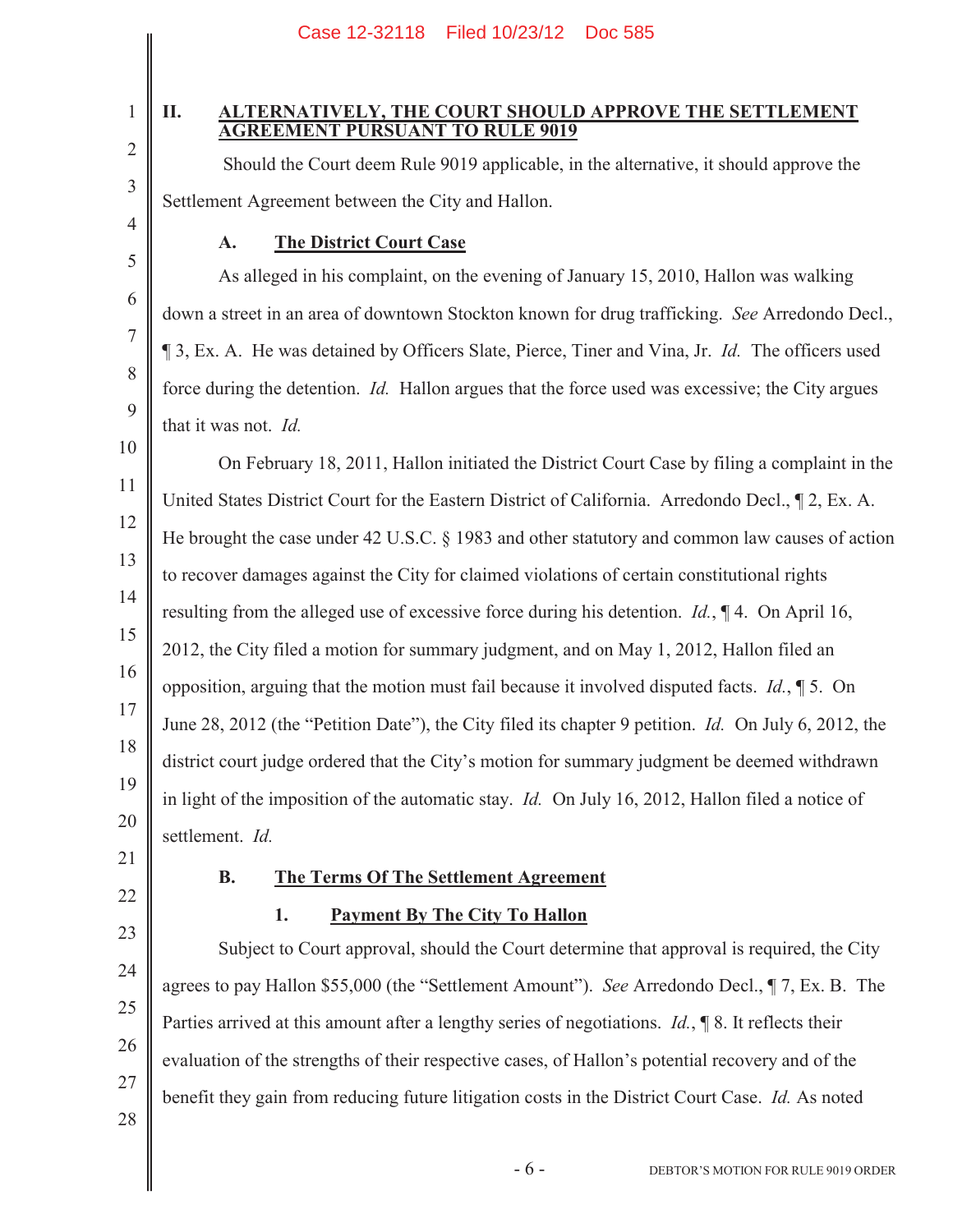## II. ALTERNATIVELY, THE COURT SHOULD APPROVE THE SETTLEMENT AGREEMENT PURSUANT TO RULE 9019

Should the Court deem Rule 9019 applicable, in the alternative, it should approve the Settlement Agreement between the City and Hallon.

### A. The District Court Case

As alleged in his complaint, on the evening of January 15, 2010, Hallon was walking down a street in an area of downtown Stockton known for drug trafficking. *See* Arredondo Decl., ¶ 3, Ex. A. He was detained by Officers Slate, Pierce, Tiner and Vina, Jr. *Id.* The officers used force during the detention. *Id.* Hallon argues that the force used was excessive; the City argues that it was not. *Id.*

On February 18, 2011, Hallon initiated the District Court Case by filing a complaint in the United States District Court for the Eastern District of California. Arredondo Decl., ¶ 2, Ex. A. He brought the case under 42 U.S.C. § 1983 and other statutory and common law causes of action to recover damages against the City for claimed violations of certain constitutional rights resulting from the alleged use of excessive force during his detention. *Id.*, ¶ 4. On April 16, 2012, the City filed a motion for summary judgment, and on May 1, 2012, Hallon filed an opposition, arguing that the motion must fail because it involved disputed facts. *Id.*, ¶ 5. On June 28, 2012 (the "Petition Date"), the City filed its chapter 9 petition. *Id.* On July 6, 2012, the district court judge ordered that the City's motion for summary judgment be deemed withdrawn in light of the imposition of the automatic stay. *Id.* On July 16, 2012, Hallon filed a notice of settlement. *Id.*

### B. The Terms Of The Settlement Agreement

#### 1. Payment By The City To Hallon

Subject to Court approval, should the Court determine that approval is required, the City agrees to pay Hallon $55,000 (the "Settlement Amount"). *See* Arredondo Decl., ¶ 7, Ex. B. The Parties arrived at this amount after a lengthy series of negotiations. *Id.*, ¶ 8. It reflects their evaluation of the strengths of their respective cases, of Hallon's potential recovery and of the benefit they gain from reducing future litigation costs in the District Court Case. *Id.* As noted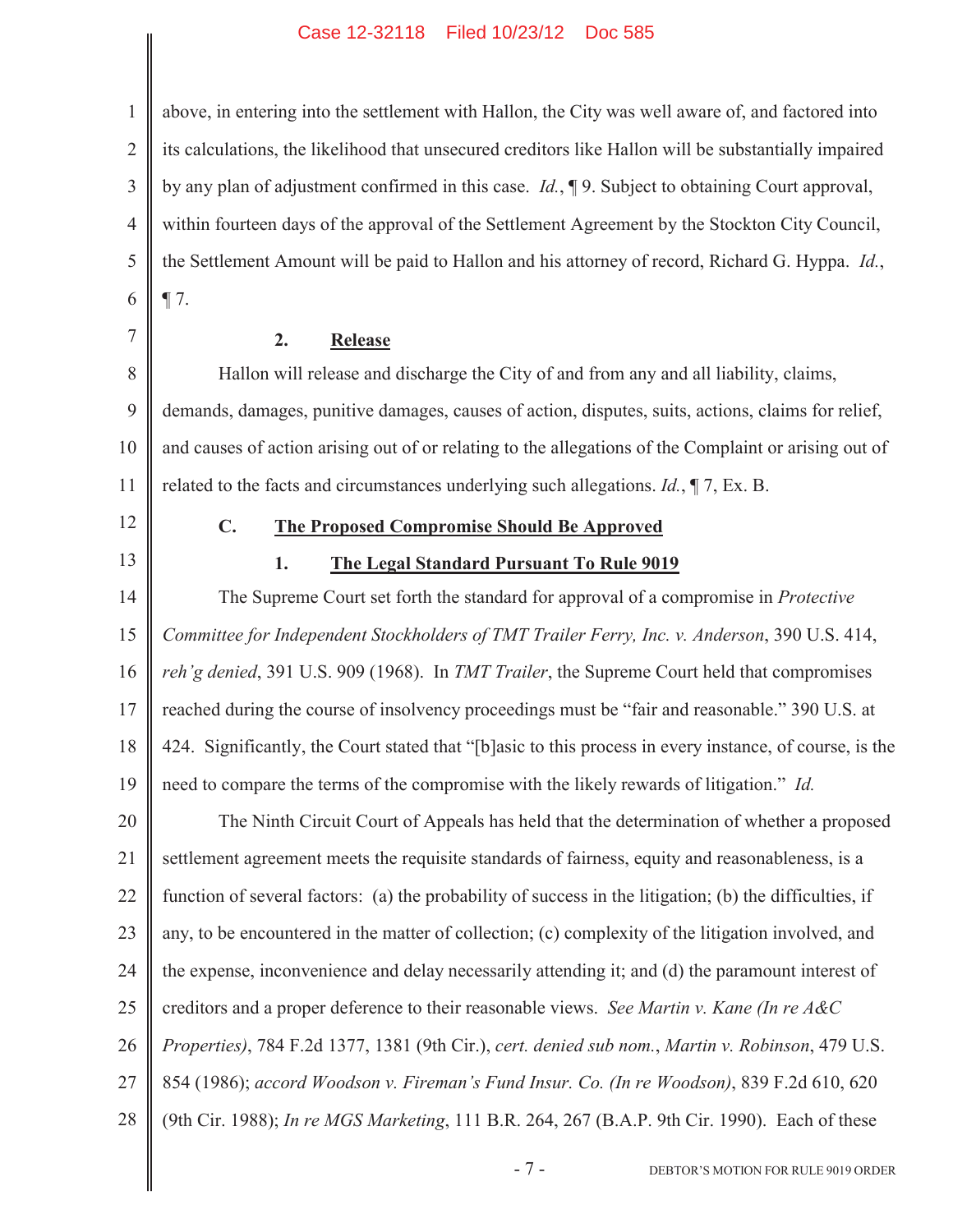above, in entering into the settlement with Hallon, the City was well aware of, and factored into its calculations, the likelihood that unsecured creditors like Hallon will be substantially impaired by any plan of adjustment confirmed in this case. *Id.*, ¶ 9. Subject to obtaining Court approval, within fourteen days of the approval of the Settlement Agreement by the Stockton City Council, the Settlement Amount will be paid to Hallon and his attorney of record, Richard G. Hyppa. *Id.*, ¶ 7.

**2. Release**

Hallon will release and discharge the City of and from any and all liability, claims, demands, damages, punitive damages, causes of action, disputes, suits, actions, claims for relief, and causes of action arising out of or relating to the allegations of the Complaint or arising out of related to the facts and circumstances underlying such allegations. *Id.*, ¶ 7, Ex. B.

**C. The Proposed Compromise Should Be Approved**

**1. The Legal Standard Pursuant To Rule 9019**

The Supreme Court set forth the standard for approval of a compromise in *Protective Committee for Independent Stockholders of TMT Trailer Ferry, Inc. v. Anderson*, 390 U.S. 414, *reh'g denied*, 391 U.S. 909 (1968). In *TMT Trailer*, the Supreme Court held that compromises reached during the course of insolvency proceedings must be "fair and reasonable." 390 U.S. at 424. Significantly, the Court stated that "[b]asic to this process in every instance, of course, is the need to compare the terms of the compromise with the likely rewards of litigation." *Id.*

The Ninth Circuit Court of Appeals has held that the determination of whether a proposed settlement agreement meets the requisite standards of fairness, equity and reasonableness, is a function of several factors: (a) the probability of success in the litigation; (b) the difficulties, if any, to be encountered in the matter of collection; (c) complexity of the litigation involved, and the expense, inconvenience and delay necessarily attending it; and (d) the paramount interest of creditors and a proper deference to their reasonable views. *See Martin v. Kane (In re A&C Properties)*, 784 F.2d 1377, 1381 (9th Cir.), *cert. denied sub nom.*, *Martin v. Robinson*, 479 U.S. 854 (1986); *accord Woodson v. Fireman's Fund Insur. Co. (In re Woodson)*, 839 F.2d 610, 620 (9th Cir. 1988); *In re MGS Marketing*, 111 B.R. 264, 267 (B.A.P. 9th Cir. 1990). Each of these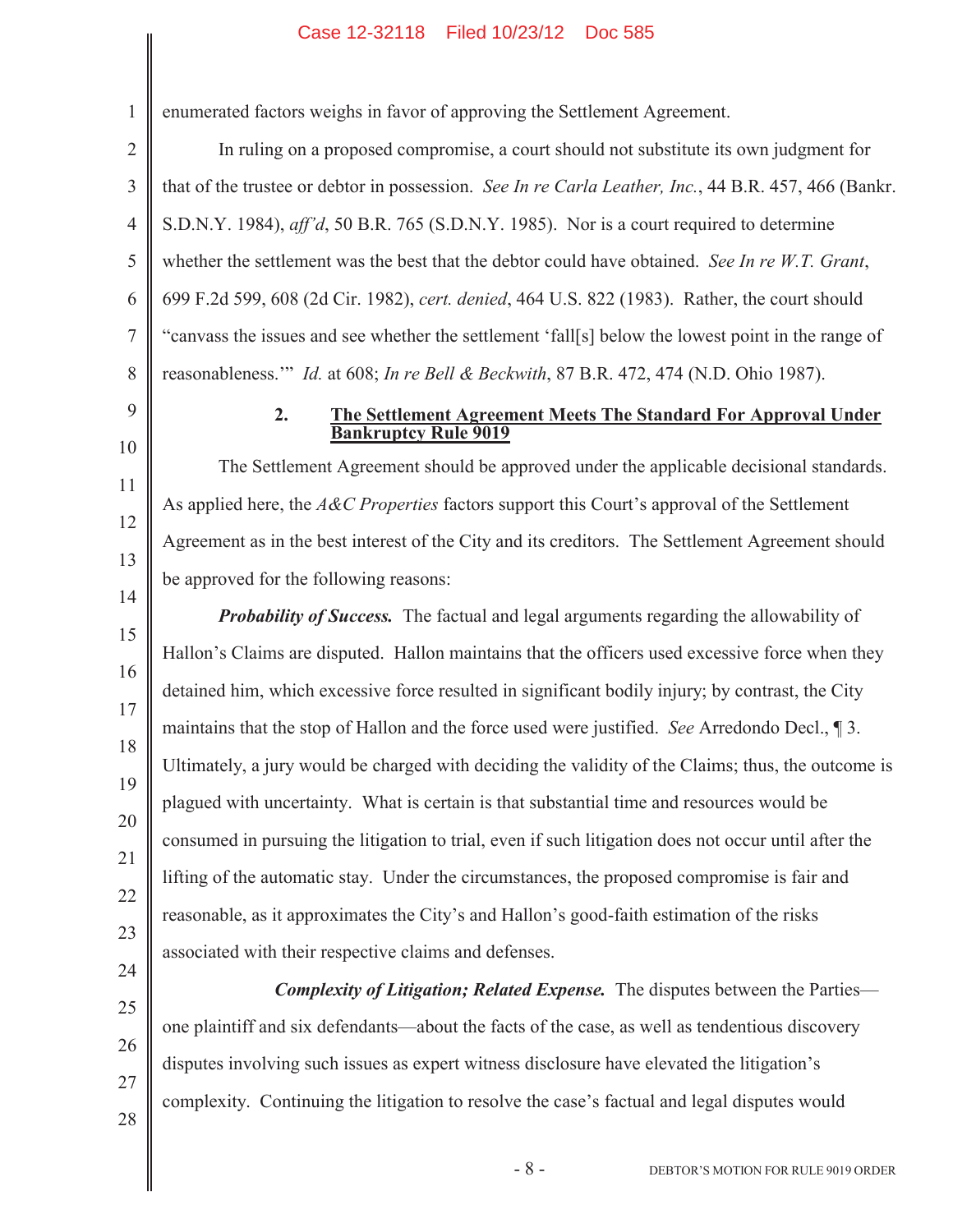enumerated factors weighs in favor of approving the Settlement Agreement.

In ruling on a proposed compromise, a court should not substitute its own judgment for that of the trustee or debtor in possession. *See In re Carla Leather, Inc.*, 44 B.R. 457, 466 (Bankr. S.D.N.Y. 1984), *aff'd*, 50 B.R. 765 (S.D.N.Y. 1985). Nor is a court required to determine whether the settlement was the best that the debtor could have obtained. *See In re W.T. Grant*, 699 F.2d 599, 608 (2d Cir. 1982), *cert. denied*, 464 U.S. 822 (1983). Rather, the court should "canvass the issues and see whether the settlement 'fall[s] below the lowest point in the range of reasonableness.'" *Id.* at 608; *In re Bell & Beckwith*, 87 B.R. 472, 474 (N.D. Ohio 1987).

**2. The Settlement Agreement Meets The Standard For Approval Under Bankruptcy Rule 9019**

The Settlement Agreement should be approved under the applicable decisional standards. As applied here, the *A&C Properties* factors support this Court's approval of the Settlement Agreement as in the best interest of the City and its creditors. The Settlement Agreement should be approved for the following reasons:

***Probability of Success.*** The factual and legal arguments regarding the allowability of Hallon's Claims are disputed. Hallon maintains that the officers used excessive force when they detained him, which excessive force resulted in significant bodily injury; by contrast, the City maintains that the stop of Hallon and the force used were justified. *See* Arredondo Decl., ¶ 3. Ultimately, a jury would be charged with deciding the validity of the Claims; thus, the outcome is plagued with uncertainty. What is certain is that substantial time and resources would be consumed in pursuing the litigation to trial, even if such litigation does not occur until after the lifting of the automatic stay. Under the circumstances, the proposed compromise is fair and reasonable, as it approximates the City's and Hallon's good-faith estimation of the risks associated with their respective claims and defenses.

***Complexity of Litigation; Related Expense.*** The disputes between the Parties—one plaintiff and six defendants—about the facts of the case, as well as tendentious discovery disputes involving such issues as expert witness disclosure have elevated the litigation's complexity. Continuing the litigation to resolve the case's factual and legal disputes would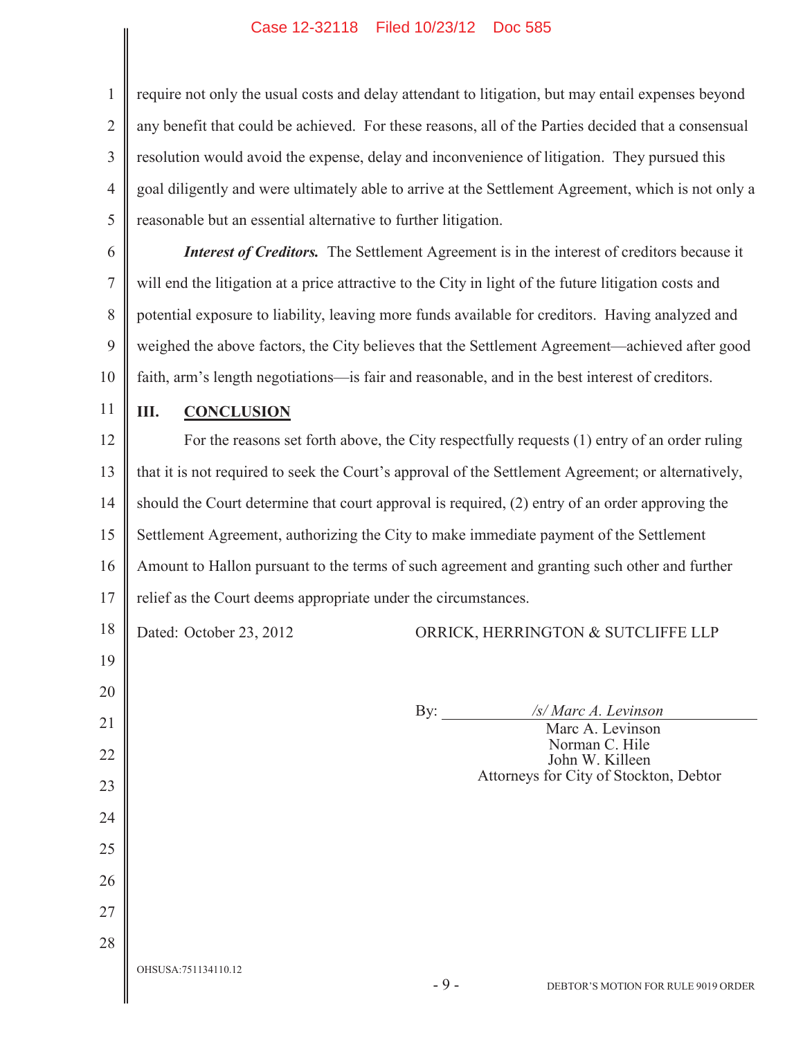require not only the usual costs and delay attendant to litigation, but may entail expenses beyond any benefit that could be achieved. For these reasons, all of the Parties decided that a consensual resolution would avoid the expense, delay and inconvenience of litigation. They pursued this goal diligently and were ultimately able to arrive at the Settlement Agreement, which is not only a reasonable but an essential alternative to further litigation.

***Interest of Creditors.*** The Settlement Agreement is in the interest of creditors because it will end the litigation at a price attractive to the City in light of the future litigation costs and potential exposure to liability, leaving more funds available for creditors. Having analyzed and weighed the above factors, the City believes that the Settlement Agreement—achieved after good faith, arm's length negotiations—is fair and reasonable, and in the best interest of creditors.

## III. CONCLUSION

For the reasons set forth above, the City respectfully requests (1) entry of an order ruling that it is not required to seek the Court's approval of the Settlement Agreement; or alternatively, should the Court determine that court approval is required, (2) entry of an order approving the Settlement Agreement, authorizing the City to make immediate payment of the Settlement Amount to Hallon pursuant to the terms of such agreement and granting such other and further relief as the Court deems appropriate under the circumstances.

Dated: October 23, 2012

ORRICK, HERRINGTON & SUTCLIFFE LLP

By: */s/ Marc A. Levinson*
Marc A. Levinson
Norman C. Hile
John W. Killeen
Attorneys for City of Stockton, Debtor

OHSUSA:751134110.12